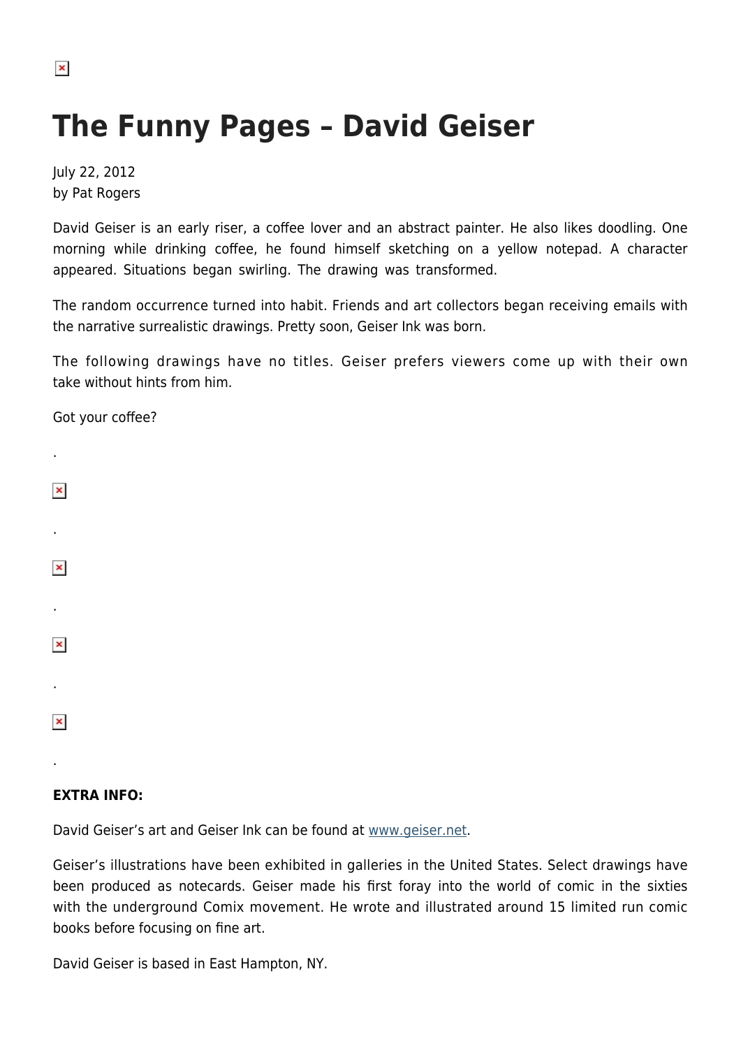# The Funny Pages – David Geiser

July 22, 2012
by Pat Rogers

David Geiser is an early riser, a coffee lover and an abstract painter. He also likes doodling. One morning while drinking coffee, he found himself sketching on a yellow notepad. A character appeared. Situations began swirling. The drawing was transformed.

The random occurrence turned into habit. Friends and art collectors began receiving emails with the narrative surrealistic drawings. Pretty soon, Geiser Ink was born.

The following drawings have no titles. Geiser prefers viewers come up with their own take without hints from him.

Got your coffee?

.

.

.

.

.

**EXTRA INFO:**

David Geiser's art and Geiser Ink can be found at [www.geiser.net](www.geiser.net).

Geiser's illustrations have been exhibited in galleries in the United States. Select drawings have been produced as notecards. Geiser made his first foray into the world of comic in the sixties with the underground Comix movement. He wrote and illustrated around 15 limited run comic books before focusing on fine art.

David Geiser is based in East Hampton, NY.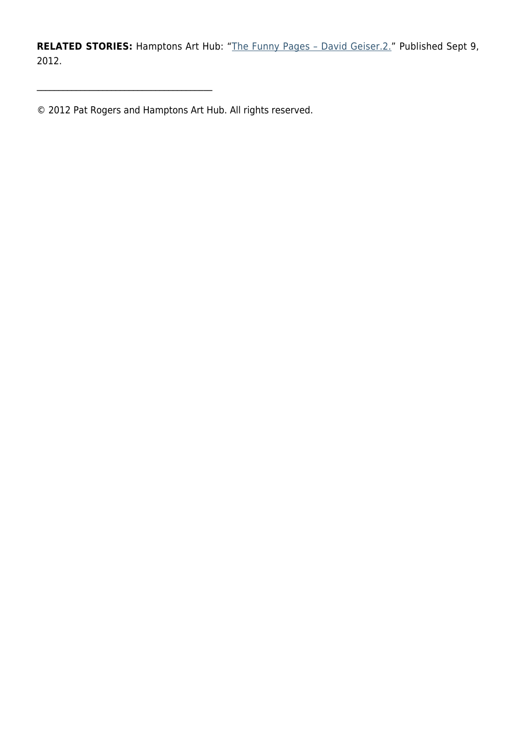**RELATED STORIES:** Hamptons Art Hub: "The Funny Pages – David Geiser.2." Published Sept 9, 2012.

---

© 2012 Pat Rogers and Hamptons Art Hub. All rights reserved.